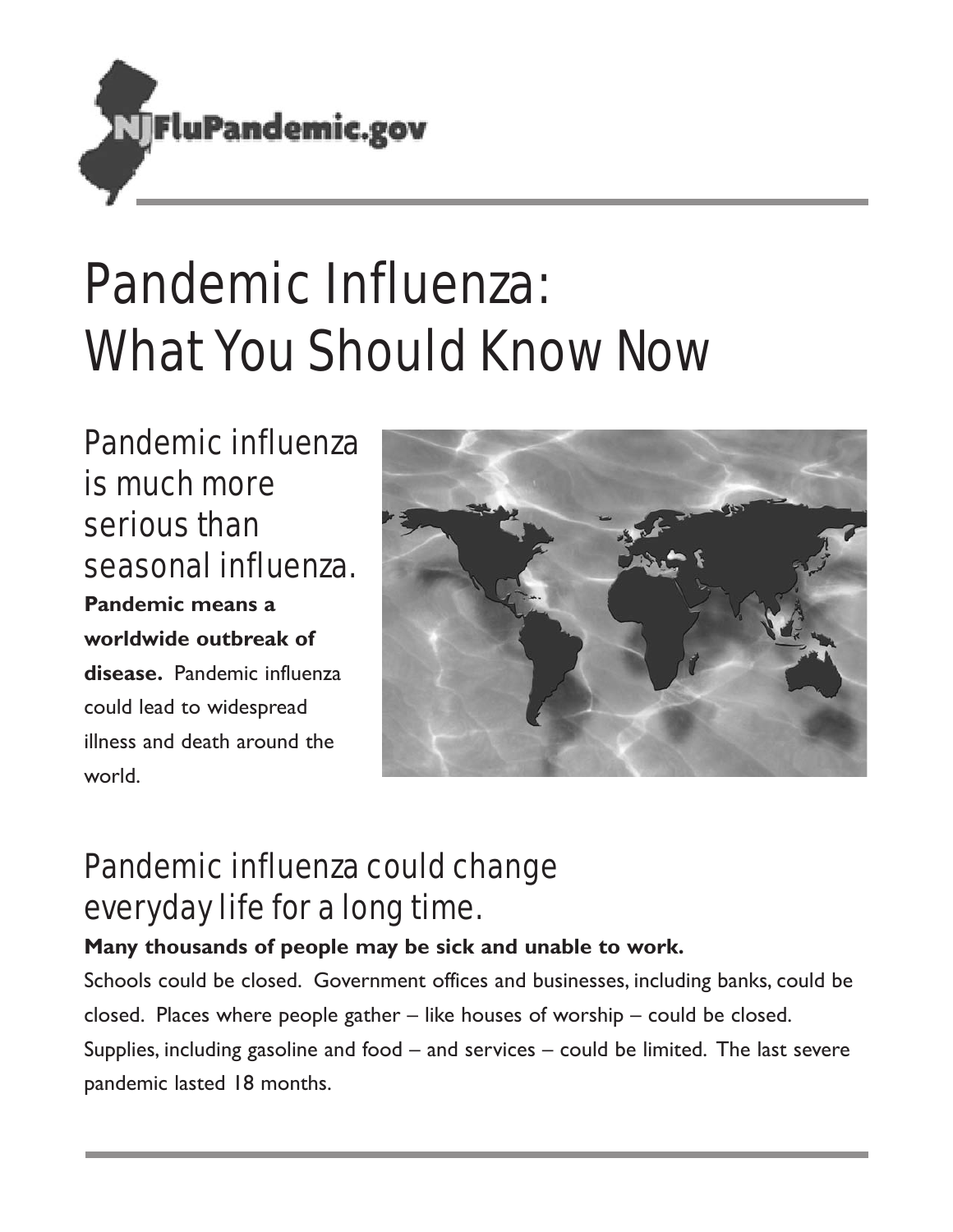NJFluPandemic.gov

# Pandemic Influenza: What You Should Know Now

## Pandemic influenza is much more serious than seasonal influenza.

**Pandemic means a worldwide outbreak of disease.** Pandemic influenza could lead to widespread illness and death around the world.

## Pandemic influenza could change everyday life for a long time.

**Many thousands of people may be sick and unable to work.**

Schools could be closed. Government offices and businesses, including banks, could be closed. Places where people gather – like houses of worship – could be closed. Supplies, including gasoline and food – and services – could be limited. The last severe pandemic lasted 18 months.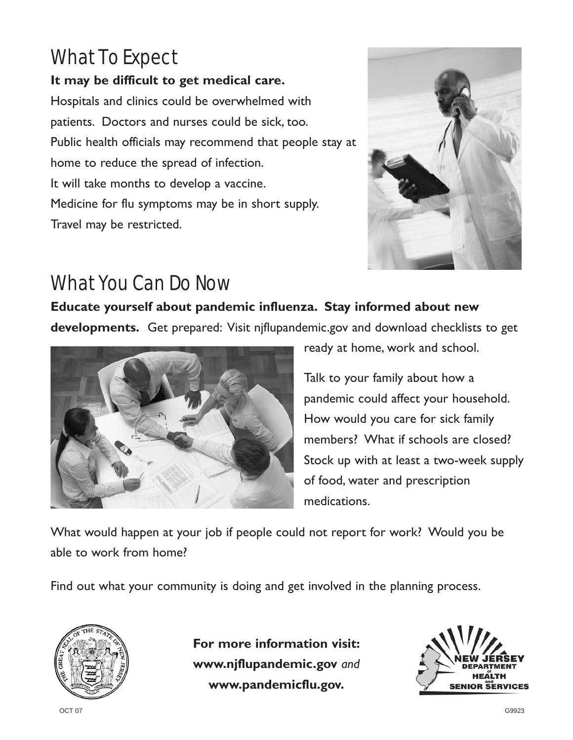## What To Expect

**It may be difficult to get medical care.**

Hospitals and clinics could be overwhelmed with patients. Doctors and nurses could be sick, too.

Public health officials may recommend that people stay at home to reduce the spread of infection.

It will take months to develop a vaccine.

Medicine for flu symptoms may be in short supply.

Travel may be restricted.

## What You Can Do Now

**Educate yourself about pandemic influenza. Stay informed about new developments.** Get prepared: Visit njflupandemic.gov and download checklists to get ready at home, work and school.

Talk to your family about how a pandemic could affect your household. How would you care for sick family members? What if schools are closed? Stock up with at least a two-week supply of food, water and prescription medications.

What would happen at your job if people could not report for work? Would you be able to work from home?

Find out what your community is doing and get involved in the planning process.

**For more information visit:**
**www.njflupandemic.gov** *and*
**www.pandemicflu.gov.**

NEW JERSEY DEPARTMENT of HEALTH and SENIOR SERVICES

OCT 07

G9923